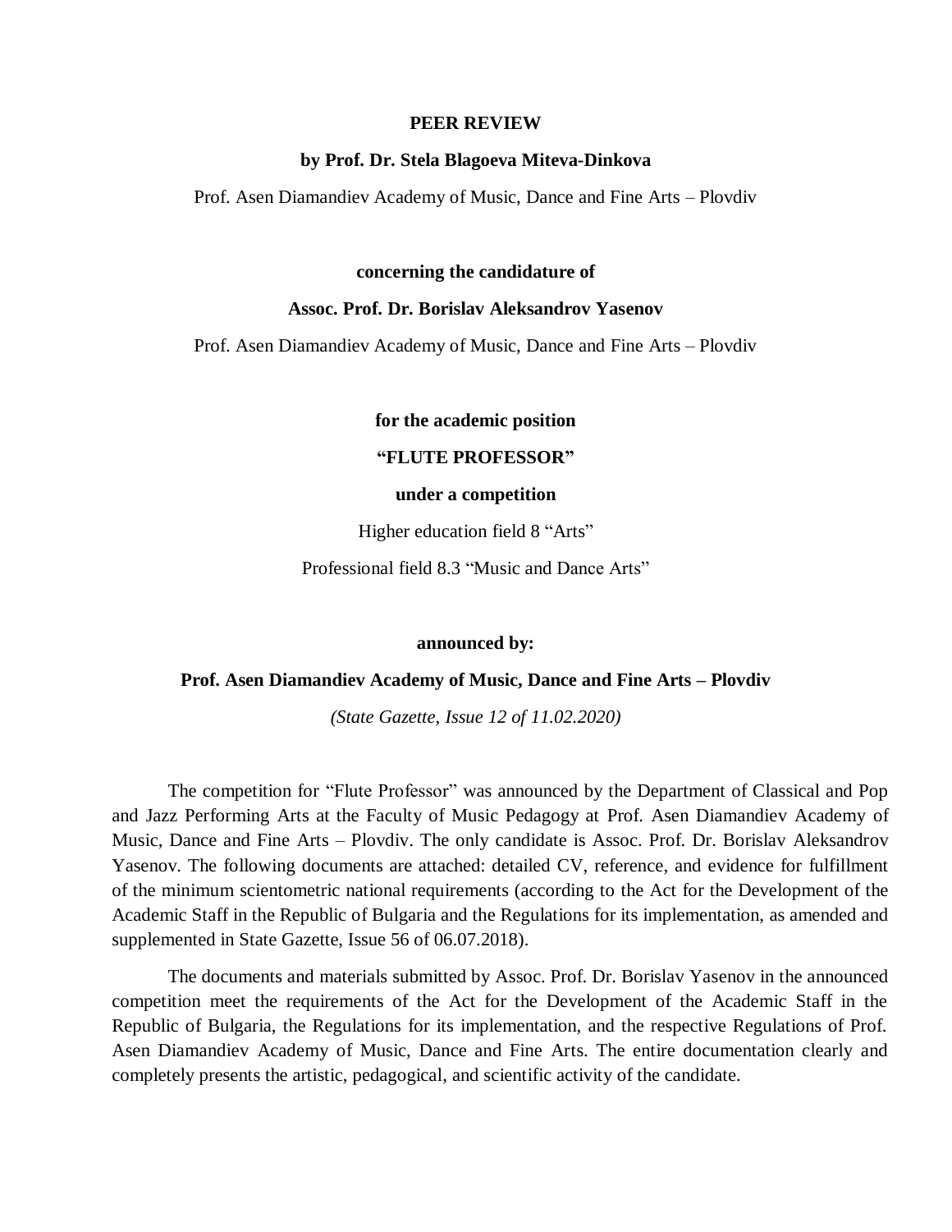**PEER REVIEW**

**by Prof. Dr. Stela Blagoeva Miteva-Dinkova**

Prof. Asen Diamandiev Academy of Music, Dance and Fine Arts – Plovdiv

**concerning the candidature of**

**Assoc. Prof. Dr. Borislav Aleksandrov Yasenov**

Prof. Asen Diamandiev Academy of Music, Dance and Fine Arts – Plovdiv

**for the academic position**

**"FLUTE PROFESSOR"**

**under a competition**

Higher education field 8 "Arts"

Professional field 8.3 "Music and Dance Arts"

**announced by:**

**Prof. Asen Diamandiev Academy of Music, Dance and Fine Arts – Plovdiv**

*(State Gazette, Issue 12 of 11.02.2020)*

The competition for "Flute Professor" was announced by the Department of Classical and Pop and Jazz Performing Arts at the Faculty of Music Pedagogy at Prof. Asen Diamandiev Academy of Music, Dance and Fine Arts – Plovdiv. The only candidate is Assoc. Prof. Dr. Borislav Aleksandrov Yasenov. The following documents are attached: detailed CV, reference, and evidence for fulfillment of the minimum scientometric national requirements (according to the Act for the Development of the Academic Staff in the Republic of Bulgaria and the Regulations for its implementation, as amended and supplemented in State Gazette, Issue 56 of 06.07.2018).

The documents and materials submitted by Assoc. Prof. Dr. Borislav Yasenov in the announced competition meet the requirements of the Act for the Development of the Academic Staff in the Republic of Bulgaria, the Regulations for its implementation, and the respective Regulations of Prof. Asen Diamandiev Academy of Music, Dance and Fine Arts. The entire documentation clearly and completely presents the artistic, pedagogical, and scientific activity of the candidate.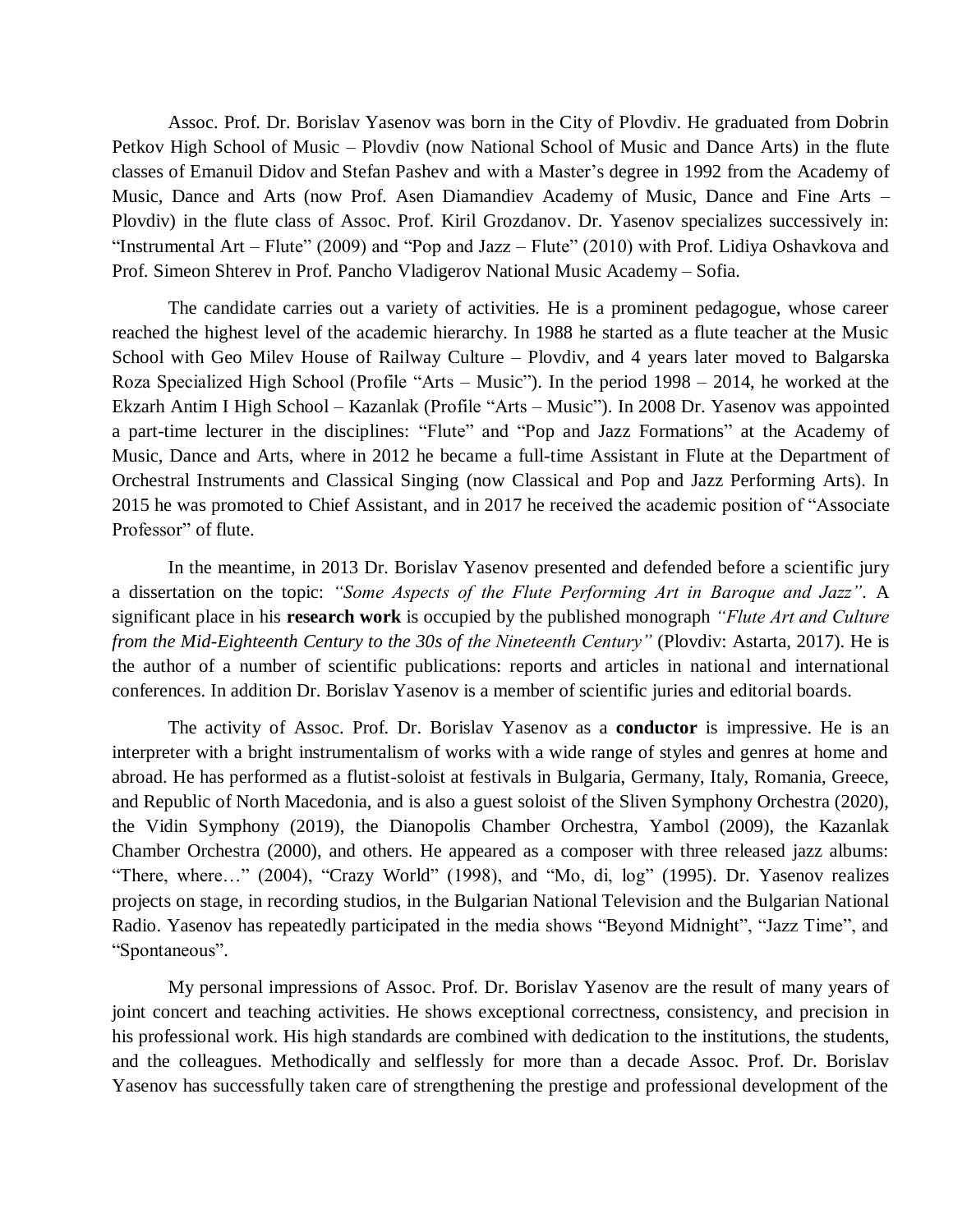Assoc. Prof. Dr. Borislav Yasenov was born in the City of Plovdiv. He graduated from Dobrin Petkov High School of Music – Plovdiv (now National School of Music and Dance Arts) in the flute classes of Emanuil Didov and Stefan Pashev and with a Master's degree in 1992 from the Academy of Music, Dance and Arts (now Prof. Asen Diamandiev Academy of Music, Dance and Fine Arts – Plovdiv) in the flute class of Assoc. Prof. Kiril Grozdanov. Dr. Yasenov specializes successively in: "Instrumental Art – Flute" (2009) and "Pop and Jazz – Flute" (2010) with Prof. Lidiya Oshavkova and Prof. Simeon Shterev in Prof. Pancho Vladigerov National Music Academy – Sofia.

The candidate carries out a variety of activities. He is a prominent pedagogue, whose career reached the highest level of the academic hierarchy. In 1988 he started as a flute teacher at the Music School with Geo Milev House of Railway Culture – Plovdiv, and 4 years later moved to Balgarska Roza Specialized High School (Profile "Arts – Music"). In the period 1998 – 2014, he worked at the Ekzarh Antim I High School – Kazanlak (Profile "Arts – Music"). In 2008 Dr. Yasenov was appointed a part-time lecturer in the disciplines: "Flute" and "Pop and Jazz Formations" at the Academy of Music, Dance and Arts, where in 2012 he became a full-time Assistant in Flute at the Department of Orchestral Instruments and Classical Singing (now Classical and Pop and Jazz Performing Arts). In 2015 he was promoted to Chief Assistant, and in 2017 he received the academic position of "Associate Professor" of flute.

In the meantime, in 2013 Dr. Borislav Yasenov presented and defended before a scientific jury a dissertation on the topic: *"Some Aspects of the Flute Performing Art in Baroque and Jazz"*. A significant place in his **research work** is occupied by the published monograph *"Flute Art and Culture from the Mid-Eighteenth Century to the 30s of the Nineteenth Century"* (Plovdiv: Astarta, 2017). He is the author of a number of scientific publications: reports and articles in national and international conferences. In addition Dr. Borislav Yasenov is a member of scientific juries and editorial boards.

The activity of Assoc. Prof. Dr. Borislav Yasenov as a **conductor** is impressive. He is an interpreter with a bright instrumentalism of works with a wide range of styles and genres at home and abroad. He has performed as a flutist-soloist at festivals in Bulgaria, Germany, Italy, Romania, Greece, and Republic of North Macedonia, and is also a guest soloist of the Sliven Symphony Orchestra (2020), the Vidin Symphony (2019), the Dianopolis Chamber Orchestra, Yambol (2009), the Kazanlak Chamber Orchestra (2000), and others. He appeared as a composer with three released jazz albums: "There, where…" (2004), "Crazy World" (1998), and "Mo, di, log" (1995). Dr. Yasenov realizes projects on stage, in recording studios, in the Bulgarian National Television and the Bulgarian National Radio. Yasenov has repeatedly participated in the media shows "Beyond Midnight", "Jazz Time", and "Spontaneous".

My personal impressions of Assoc. Prof. Dr. Borislav Yasenov are the result of many years of joint concert and teaching activities. He shows exceptional correctness, consistency, and precision in his professional work. His high standards are combined with dedication to the institutions, the students, and the colleagues. Methodically and selflessly for more than a decade Assoc. Prof. Dr. Borislav Yasenov has successfully taken care of strengthening the prestige and professional development of the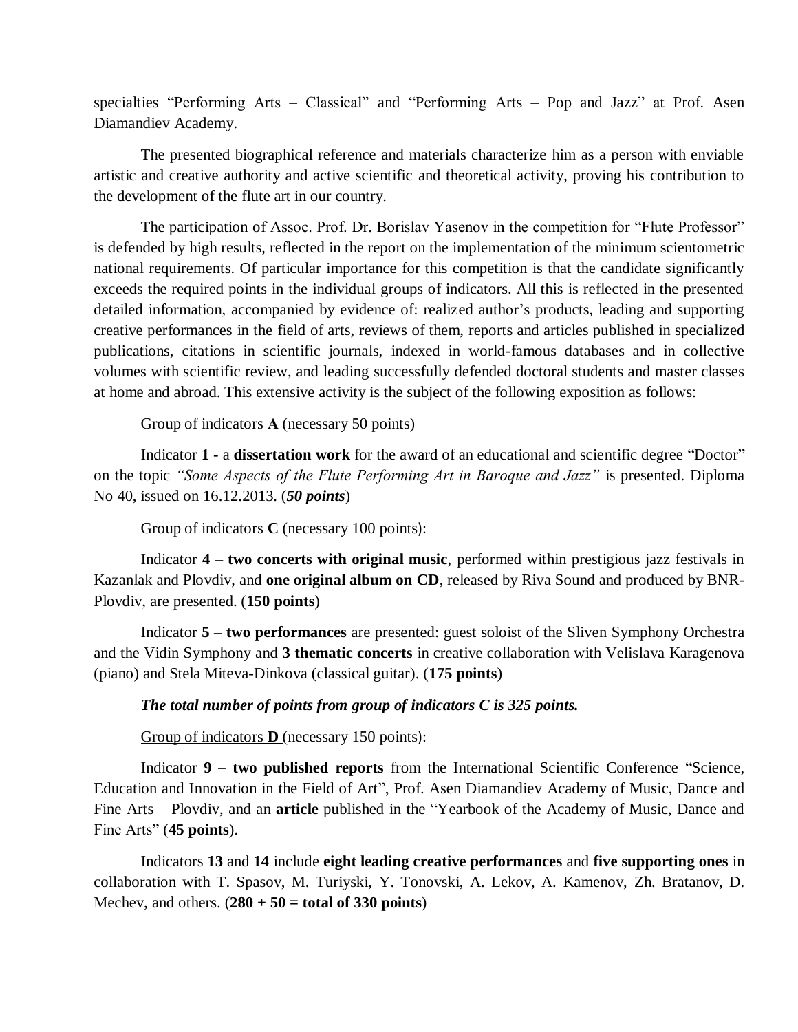specialties “Performing Arts – Classical” and “Performing Arts – Pop and Jazz” at Prof. Asen Diamandiev Academy.

The presented biographical reference and materials characterize him as a person with enviable artistic and creative authority and active scientific and theoretical activity, proving his contribution to the development of the flute art in our country.

The participation of Assoc. Prof. Dr. Borislav Yasenov in the competition for “Flute Professor” is defended by high results, reflected in the report on the implementation of the minimum scientometric national requirements. Of particular importance for this competition is that the candidate significantly exceeds the required points in the individual groups of indicators. All this is reflected in the presented detailed information, accompanied by evidence of: realized author’s products, leading and supporting creative performances in the field of arts, reviews of them, reports and articles published in specialized publications, citations in scientific journals, indexed in world-famous databases and in collective volumes with scientific review, and leading successfully defended doctoral students and master classes at home and abroad. This extensive activity is the subject of the following exposition as follows:

<u>Group of indicators **A**</u> (necessary 50 points)

Indicator **1 -** a **dissertation work** for the award of an educational and scientific degree “Doctor” on the topic *“Some Aspects of the Flute Performing Art in Baroque and Jazz”* is presented. Diploma No 40, issued on 16.12.2013. (***50 points***)

<u>Group of indicators **C**</u> (necessary 100 points):

Indicator **4** – **two concerts with original music**, performed within prestigious jazz festivals in Kazanlak and Plovdiv, and **one original album on CD**, released by Riva Sound and produced by BNR-Plovdiv, are presented. (**150 points**)

Indicator **5** – **two performances** are presented: guest soloist of the Sliven Symphony Orchestra and the Vidin Symphony and **3 thematic concerts** in creative collaboration with Velislava Karagenova (piano) and Stela Miteva-Dinkova (classical guitar). (**175 points**)

***The total number of points from group of indicators C is 325 points.***

<u>Group of indicators **D**</u> (necessary 150 points):

Indicator **9** – **two published reports** from the International Scientific Conference “Science, Education and Innovation in the Field of Art”, Prof. Asen Diamandiev Academy of Music, Dance and Fine Arts – Plovdiv, and an **article** published in the “Yearbook of the Academy of Music, Dance and Fine Arts” (**45 points**).

Indicators **13** and **14** include **eight leading creative performances** and **five supporting ones** in collaboration with T. Spasov, M. Turiyski, Y. Tonovski, A. Lekov, A. Kamenov, Zh. Bratanov, D. Mechev, and others. (**280 + 50 = total of 330 points**)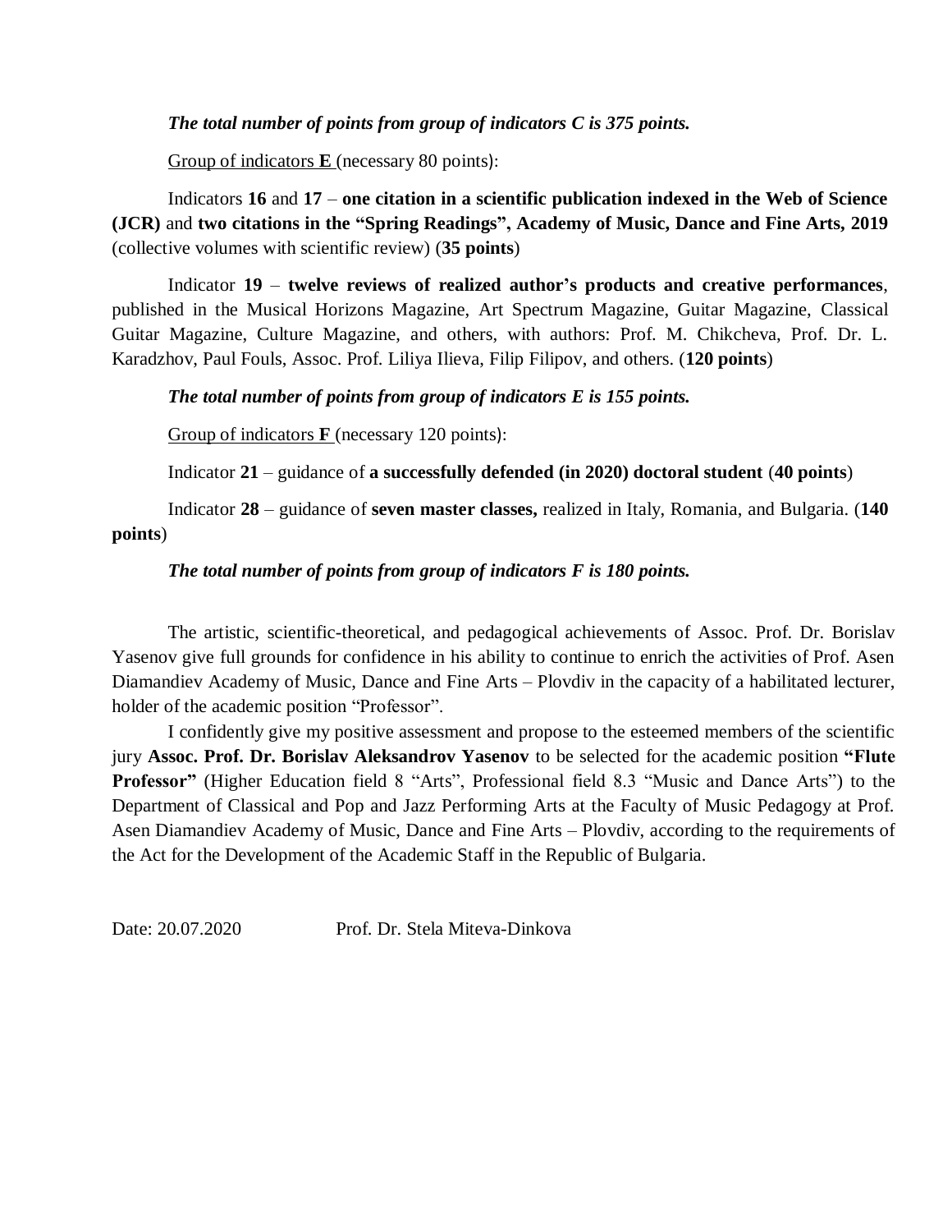*The total number of points from group of indicators C is 375 points.*

Group of indicators **E** (necessary 80 points):

Indicators **16** and **17** – **one citation in a scientific publication indexed in the Web of Science (JCR)** and **two citations in the "Spring Readings", Academy of Music, Dance and Fine Arts, 2019** (collective volumes with scientific review) (**35 points**)

Indicator **19** – **twelve reviews of realized author's products and creative performances**, published in the Musical Horizons Magazine, Art Spectrum Magazine, Guitar Magazine, Classical Guitar Magazine, Culture Magazine, and others, with authors: Prof. M. Chikcheva, Prof. Dr. L. Karadzhov, Paul Fouls, Assoc. Prof. Liliya Ilieva, Filip Filipov, and others. (**120 points**)

*The total number of points from group of indicators E is 155 points.*

Group of indicators **F** (necessary 120 points):

Indicator **21** – guidance of **a successfully defended (in 2020) doctoral student** (**40 points**)

Indicator **28** – guidance of **seven master classes,** realized in Italy, Romania, and Bulgaria. (**140 points**)

*The total number of points from group of indicators F is 180 points.*

The artistic, scientific-theoretical, and pedagogical achievements of Assoc. Prof. Dr. Borislav Yasenov give full grounds for confidence in his ability to continue to enrich the activities of Prof. Asen Diamandiev Academy of Music, Dance and Fine Arts – Plovdiv in the capacity of a habilitated lecturer, holder of the academic position "Professor".

I confidently give my positive assessment and propose to the esteemed members of the scientific jury **Assoc. Prof. Dr. Borislav Aleksandrov Yasenov** to be selected for the academic position **"Flute Professor"** (Higher Education field 8 "Arts", Professional field 8.3 "Music and Dance Arts") to the Department of Classical and Pop and Jazz Performing Arts at the Faculty of Music Pedagogy at Prof. Asen Diamandiev Academy of Music, Dance and Fine Arts – Plovdiv, according to the requirements of the Act for the Development of the Academic Staff in the Republic of Bulgaria.

Date: 20.07.2020 Prof. Dr. Stela Miteva-Dinkova